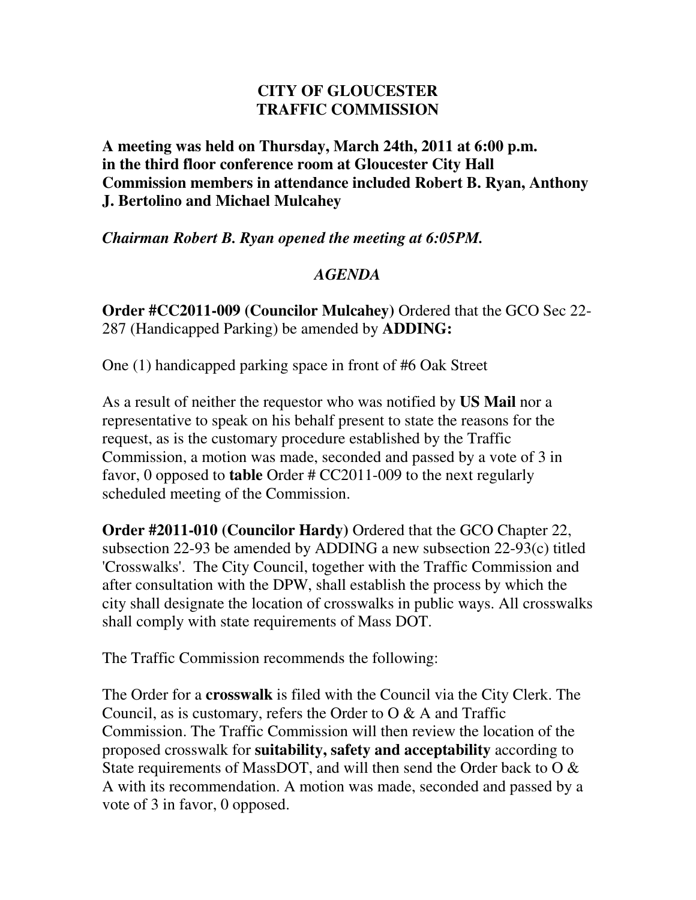# CITY OF GLOUCESTER
# TRAFFIC COMMISSION

**A meeting was held on Thursday, March 24th, 2011 at 6:00 p.m. in the third floor conference room at Gloucester City Hall Commission members in attendance included Robert B. Ryan, Anthony J. Bertolino and Michael Mulcahey**

***Chairman Robert B. Ryan opened the meeting at 6:05PM.***

## *AGENDA*

**Order #CC2011-009 (Councilor Mulcahey)** Ordered that the GCO Sec 22-287 (Handicapped Parking) be amended by **ADDING:**

One (1) handicapped parking space in front of #6 Oak Street

As a result of neither the requestor who was notified by **US Mail** nor a representative to speak on his behalf present to state the reasons for the request, as is the customary procedure established by the Traffic Commission, a motion was made, seconded and passed by a vote of 3 in favor, 0 opposed to **table** Order # CC2011-009 to the next regularly scheduled meeting of the Commission.

**Order #2011-010 (Councilor Hardy)** Ordered that the GCO Chapter 22, subsection 22-93 be amended by ADDING a new subsection 22-93(c) titled 'Crosswalks'. The City Council, together with the Traffic Commission and after consultation with the DPW, shall establish the process by which the city shall designate the location of crosswalks in public ways. All crosswalks shall comply with state requirements of Mass DOT.

The Traffic Commission recommends the following:

The Order for a **crosswalk** is filed with the Council via the City Clerk. The Council, as is customary, refers the Order to O & A and Traffic Commission. The Traffic Commission will then review the location of the proposed crosswalk for **suitability, safety and acceptability** according to State requirements of MassDOT, and will then send the Order back to O & A with its recommendation. A motion was made, seconded and passed by a vote of 3 in favor, 0 opposed.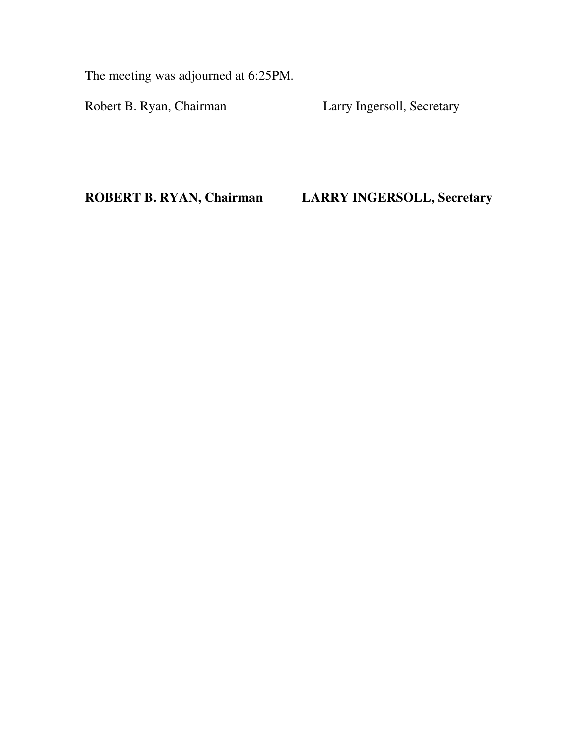The meeting was adjourned at 6:25PM.

Robert B. Ryan, Chairman Larry Ingersoll, Secretary

**ROBERT B. RYAN, Chairman LARRY INGERSOLL, Secretary**